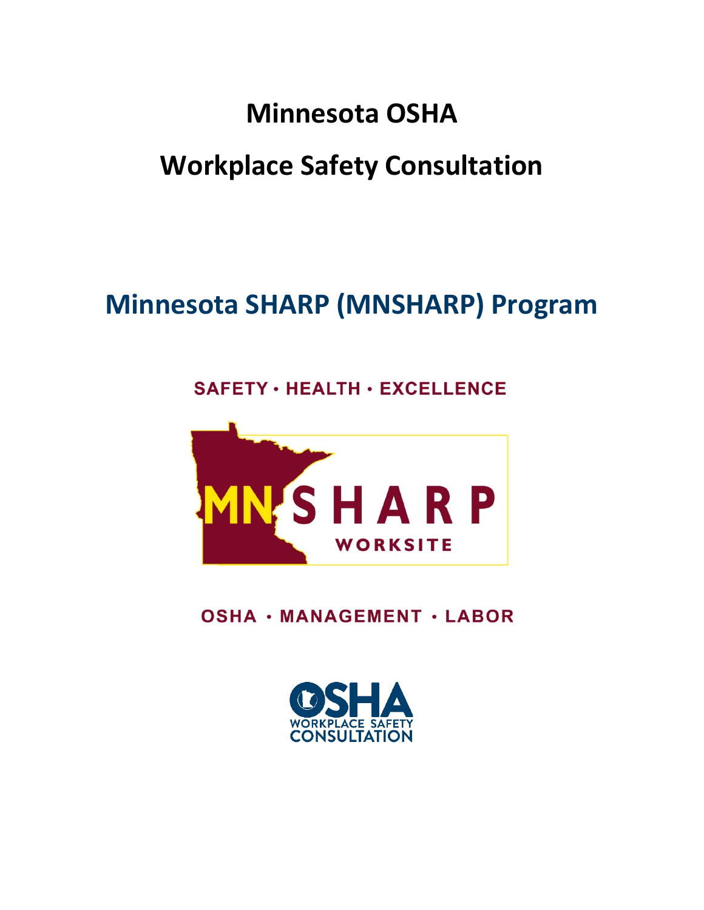# Minnesota OSHA

# Workplace Safety Consultation

## Minnesota SHARP (MNSHARP) Program

SAFETY • HEALTH • EXCELLENCE

MN SHARP WORKSITE

OSHA • MANAGEMENT • LABOR

OSHA WORKPLACE SAFETY CONSULTATION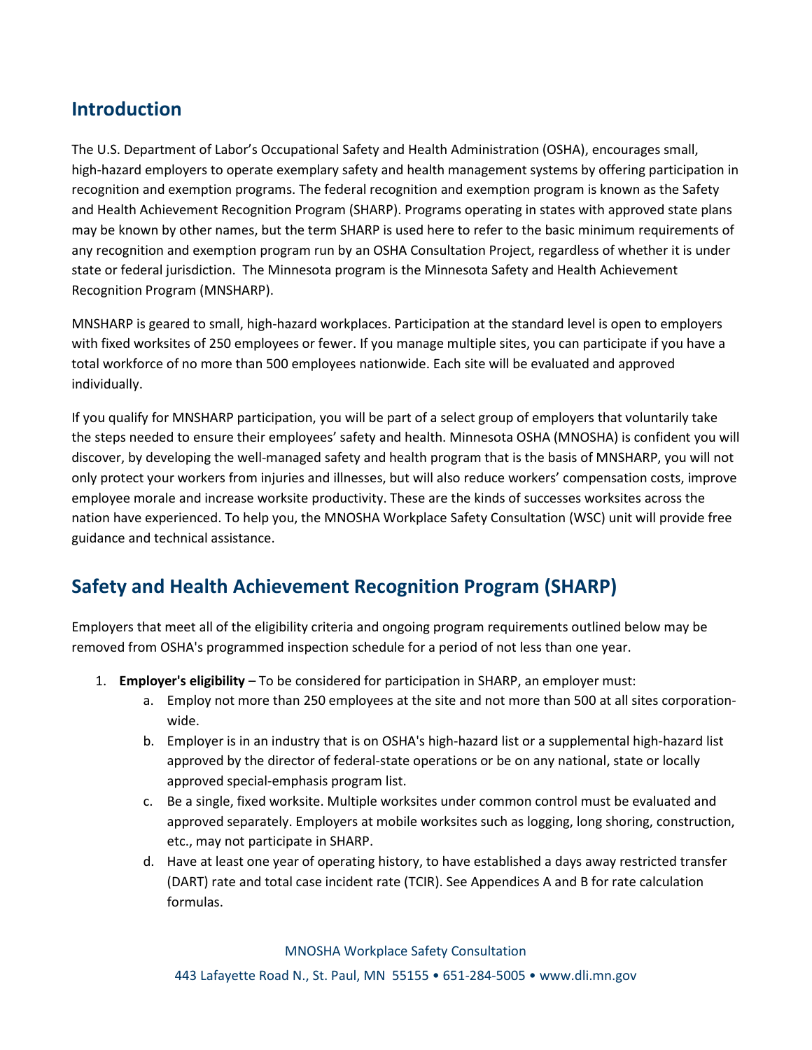## Introduction

The U.S. Department of Labor's Occupational Safety and Health Administration (OSHA), encourages small, high-hazard employers to operate exemplary safety and health management systems by offering participation in recognition and exemption programs. The federal recognition and exemption program is known as the Safety and Health Achievement Recognition Program (SHARP). Programs operating in states with approved state plans may be known by other names, but the term SHARP is used here to refer to the basic minimum requirements of any recognition and exemption program run by an OSHA Consultation Project, regardless of whether it is under state or federal jurisdiction. The Minnesota program is the Minnesota Safety and Health Achievement Recognition Program (MNSHARP).

MNSHARP is geared to small, high-hazard workplaces. Participation at the standard level is open to employers with fixed worksites of 250 employees or fewer. If you manage multiple sites, you can participate if you have a total workforce of no more than 500 employees nationwide. Each site will be evaluated and approved individually.

If you qualify for MNSHARP participation, you will be part of a select group of employers that voluntarily take the steps needed to ensure their employees' safety and health. Minnesota OSHA (MNOSHA) is confident you will discover, by developing the well-managed safety and health program that is the basis of MNSHARP, you will not only protect your workers from injuries and illnesses, but will also reduce workers' compensation costs, improve employee morale and increase worksite productivity. These are the kinds of successes worksites across the nation have experienced. To help you, the MNOSHA Workplace Safety Consultation (WSC) unit will provide free guidance and technical assistance.

## Safety and Health Achievement Recognition Program (SHARP)

Employers that meet all of the eligibility criteria and ongoing program requirements outlined below may be removed from OSHA's programmed inspection schedule for a period of not less than one year.

1. **Employer's eligibility** – To be considered for participation in SHARP, an employer must:
   a. Employ not more than 250 employees at the site and not more than 500 at all sites corporation-wide.
   b. Employer is in an industry that is on OSHA's high-hazard list or a supplemental high-hazard list approved by the director of federal-state operations or be on any national, state or locally approved special-emphasis program list.
   c. Be a single, fixed worksite. Multiple worksites under common control must be evaluated and approved separately. Employers at mobile worksites such as logging, long shoring, construction, etc., may not participate in SHARP.
   d. Have at least one year of operating history, to have established a days away restricted transfer (DART) rate and total case incident rate (TCIR). See Appendices A and B for rate calculation formulas.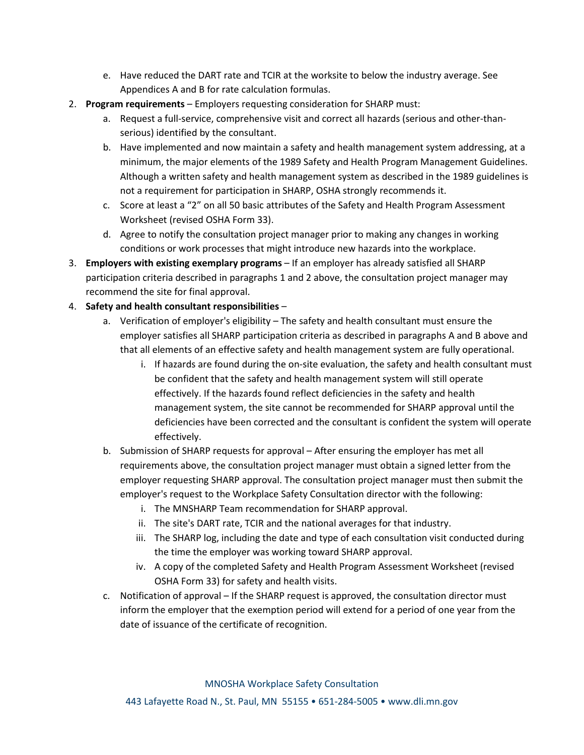e. Have reduced the DART rate and TCIR at the worksite to below the industry average. See Appendices A and B for rate calculation formulas.

2. **Program requirements** – Employers requesting consideration for SHARP must:
   a. Request a full-service, comprehensive visit and correct all hazards (serious and other-than-serious) identified by the consultant.
   b. Have implemented and now maintain a safety and health management system addressing, at a minimum, the major elements of the 1989 Safety and Health Program Management Guidelines. Although a written safety and health management system as described in the 1989 guidelines is not a requirement for participation in SHARP, OSHA strongly recommends it.
   c. Score at least a "2" on all 50 basic attributes of the Safety and Health Program Assessment Worksheet (revised OSHA Form 33).
   d. Agree to notify the consultation project manager prior to making any changes in working conditions or work processes that might introduce new hazards into the workplace.

3. **Employers with existing exemplary programs** – If an employer has already satisfied all SHARP participation criteria described in paragraphs 1 and 2 above, the consultation project manager may recommend the site for final approval.

4. **Safety and health consultant responsibilities** –
   a. Verification of employer's eligibility – The safety and health consultant must ensure the employer satisfies all SHARP participation criteria as described in paragraphs A and B above and that all elements of an effective safety and health management system are fully operational.
      i. If hazards are found during the on-site evaluation, the safety and health consultant must be confident that the safety and health management system will still operate effectively. If the hazards found reflect deficiencies in the safety and health management system, the site cannot be recommended for SHARP approval until the deficiencies have been corrected and the consultant is confident the system will operate effectively.
   b. Submission of SHARP requests for approval – After ensuring the employer has met all requirements above, the consultation project manager must obtain a signed letter from the employer requesting SHARP approval. The consultation project manager must then submit the employer's request to the Workplace Safety Consultation director with the following:
      i. The MNSHARP Team recommendation for SHARP approval.
      ii. The site's DART rate, TCIR and the national averages for that industry.
      iii. The SHARP log, including the date and type of each consultation visit conducted during the time the employer was working toward SHARP approval.
      iv. A copy of the completed Safety and Health Program Assessment Worksheet (revised OSHA Form 33) for safety and health visits.
   c. Notification of approval – If the SHARP request is approved, the consultation director must inform the employer that the exemption period will extend for a period of one year from the date of issuance of the certificate of recognition.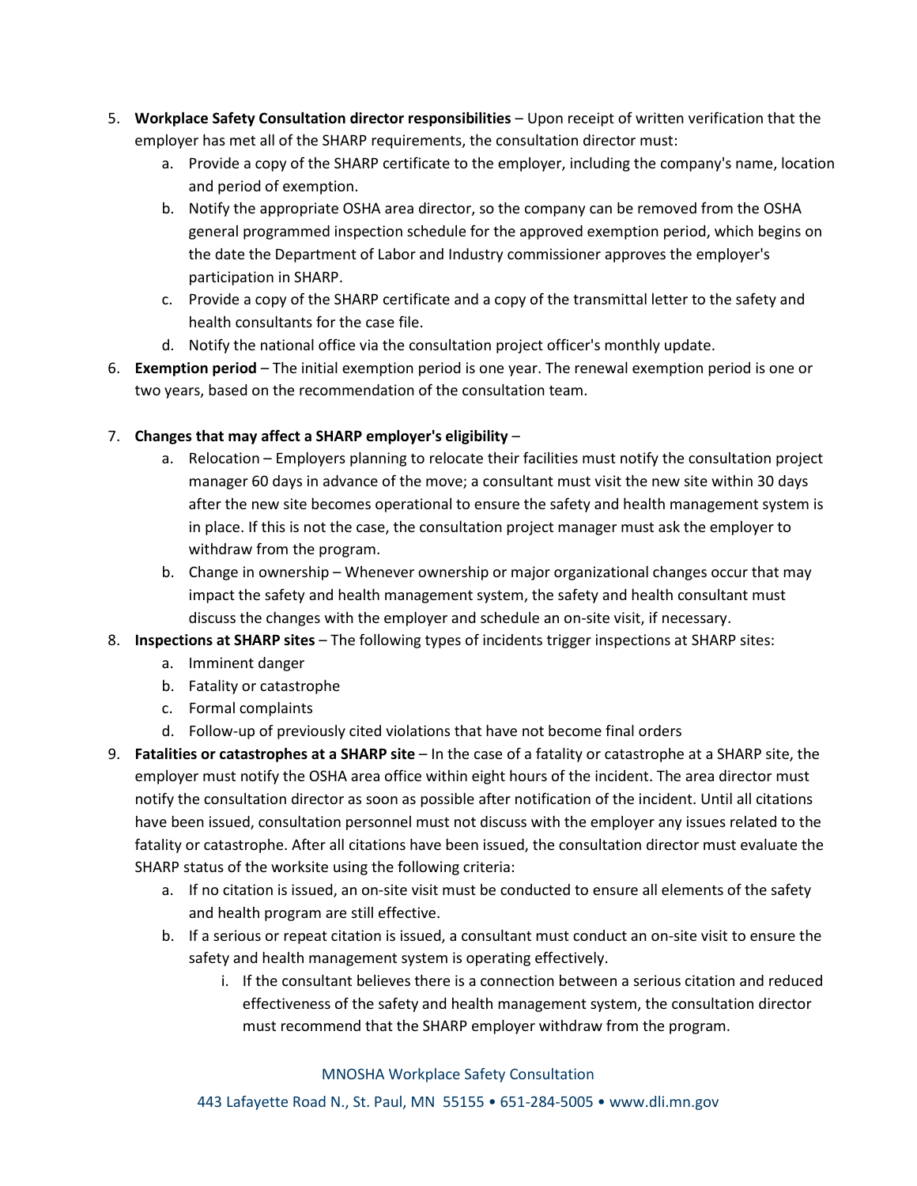5. **Workplace Safety Consultation director responsibilities** – Upon receipt of written verification that the employer has met all of the SHARP requirements, the consultation director must:
   a. Provide a copy of the SHARP certificate to the employer, including the company's name, location and period of exemption.
   b. Notify the appropriate OSHA area director, so the company can be removed from the OSHA general programmed inspection schedule for the approved exemption period, which begins on the date the Department of Labor and Industry commissioner approves the employer's participation in SHARP.
   c. Provide a copy of the SHARP certificate and a copy of the transmittal letter to the safety and health consultants for the case file.
   d. Notify the national office via the consultation project officer's monthly update.
6. **Exemption period** – The initial exemption period is one year. The renewal exemption period is one or two years, based on the recommendation of the consultation team.
7. **Changes that may affect a SHARP employer's eligibility** –
   a. Relocation – Employers planning to relocate their facilities must notify the consultation project manager 60 days in advance of the move; a consultant must visit the new site within 30 days after the new site becomes operational to ensure the safety and health management system is in place. If this is not the case, the consultation project manager must ask the employer to withdraw from the program.
   b. Change in ownership – Whenever ownership or major organizational changes occur that may impact the safety and health management system, the safety and health consultant must discuss the changes with the employer and schedule an on-site visit, if necessary.
8. **Inspections at SHARP sites** – The following types of incidents trigger inspections at SHARP sites:
   a. Imminent danger
   b. Fatality or catastrophe
   c. Formal complaints
   d. Follow-up of previously cited violations that have not become final orders
9. **Fatalities or catastrophes at a SHARP site** – In the case of a fatality or catastrophe at a SHARP site, the employer must notify the OSHA area office within eight hours of the incident. The area director must notify the consultation director as soon as possible after notification of the incident. Until all citations have been issued, consultation personnel must not discuss with the employer any issues related to the fatality or catastrophe. After all citations have been issued, the consultation director must evaluate the SHARP status of the worksite using the following criteria:
   a. If no citation is issued, an on-site visit must be conducted to ensure all elements of the safety and health program are still effective.
   b. If a serious or repeat citation is issued, a consultant must conduct an on-site visit to ensure the safety and health management system is operating effectively.
      i. If the consultant believes there is a connection between a serious citation and reduced effectiveness of the safety and health management system, the consultation director must recommend that the SHARP employer withdraw from the program.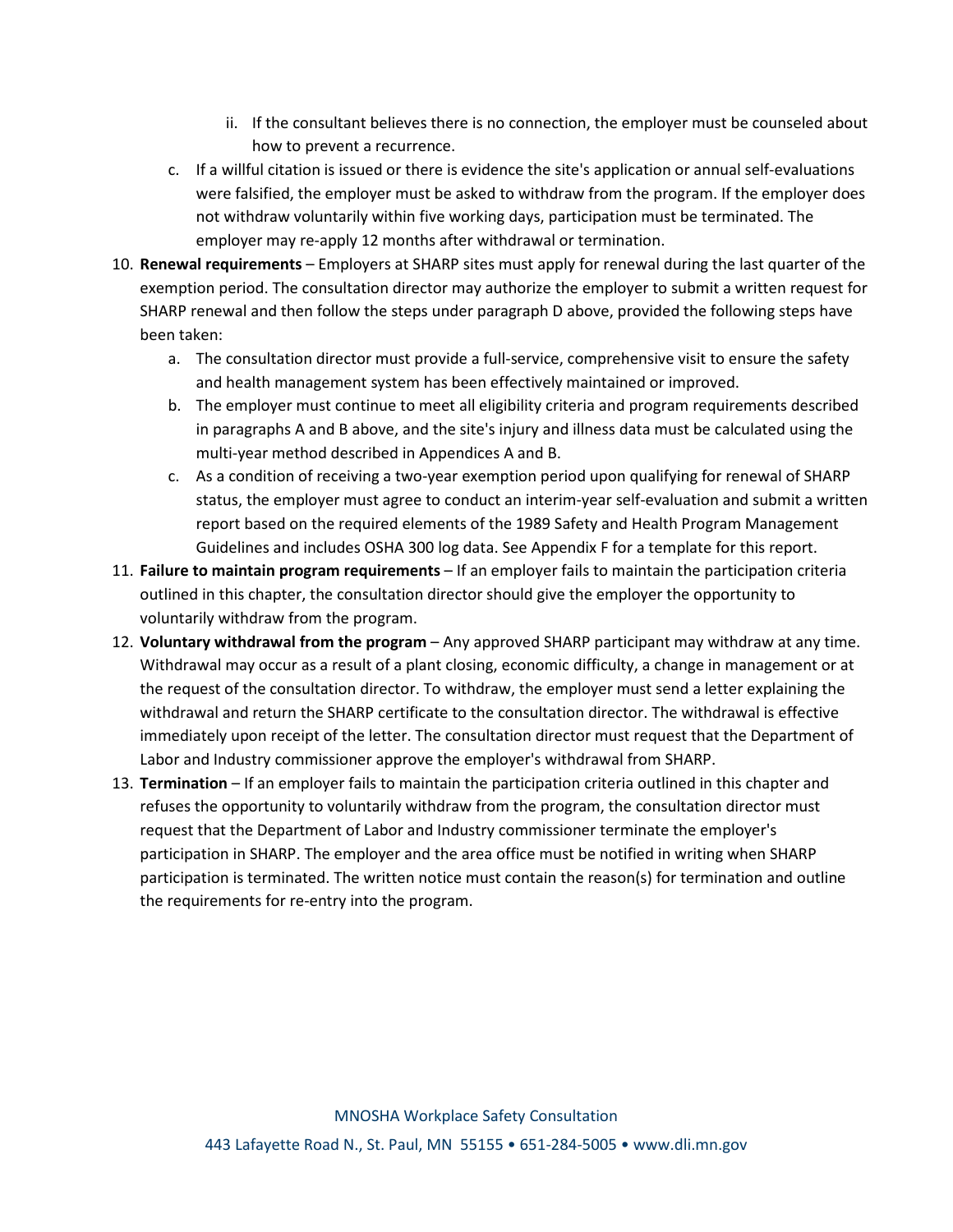ii. If the consultant believes there is no connection, the employer must be counseled about how to prevent a recurrence.

  c. If a willful citation is issued or there is evidence the site's application or annual self-evaluations were falsified, the employer must be asked to withdraw from the program. If the employer does not withdraw voluntarily within five working days, participation must be terminated. The employer may re-apply 12 months after withdrawal or termination.

10. **Renewal requirements** – Employers at SHARP sites must apply for renewal during the last quarter of the exemption period. The consultation director may authorize the employer to submit a written request for SHARP renewal and then follow the steps under paragraph D above, provided the following steps have been taken:
    a. The consultation director must provide a full-service, comprehensive visit to ensure the safety and health management system has been effectively maintained or improved.
    b. The employer must continue to meet all eligibility criteria and program requirements described in paragraphs A and B above, and the site's injury and illness data must be calculated using the multi-year method described in Appendices A and B.
    c. As a condition of receiving a two-year exemption period upon qualifying for renewal of SHARP status, the employer must agree to conduct an interim-year self-evaluation and submit a written report based on the required elements of the 1989 Safety and Health Program Management Guidelines and includes OSHA 300 log data. See Appendix F for a template for this report.
11. **Failure to maintain program requirements** – If an employer fails to maintain the participation criteria outlined in this chapter, the consultation director should give the employer the opportunity to voluntarily withdraw from the program.
12. **Voluntary withdrawal from the program** – Any approved SHARP participant may withdraw at any time. Withdrawal may occur as a result of a plant closing, economic difficulty, a change in management or at the request of the consultation director. To withdraw, the employer must send a letter explaining the withdrawal and return the SHARP certificate to the consultation director. The withdrawal is effective immediately upon receipt of the letter. The consultation director must request that the Department of Labor and Industry commissioner approve the employer's withdrawal from SHARP.
13. **Termination** – If an employer fails to maintain the participation criteria outlined in this chapter and refuses the opportunity to voluntarily withdraw from the program, the consultation director must request that the Department of Labor and Industry commissioner terminate the employer's participation in SHARP. The employer and the area office must be notified in writing when SHARP participation is terminated. The written notice must contain the reason(s) for termination and outline the requirements for re-entry into the program.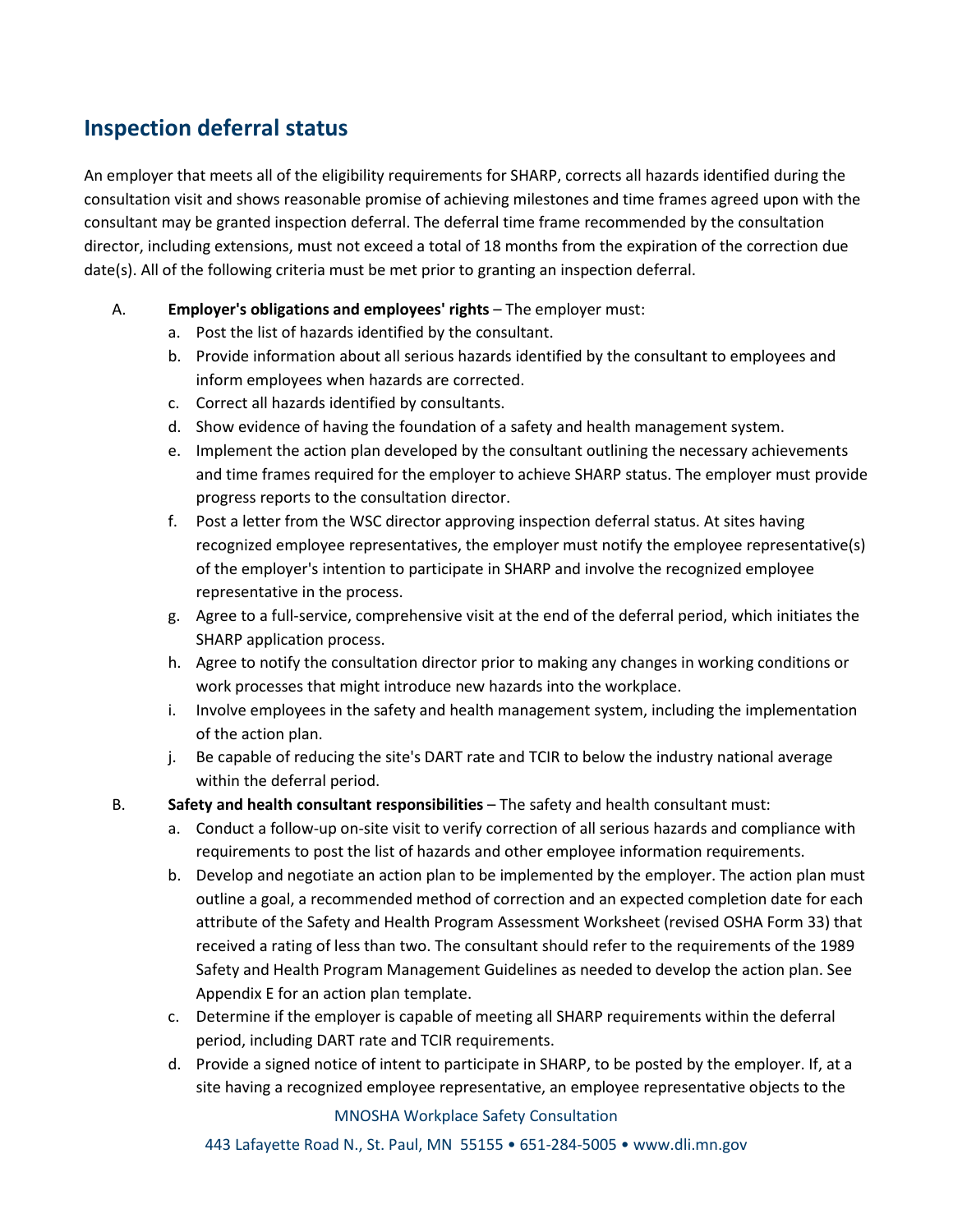## Inspection deferral status

An employer that meets all of the eligibility requirements for SHARP, corrects all hazards identified during the consultation visit and shows reasonable promise of achieving milestones and time frames agreed upon with the consultant may be granted inspection deferral. The deferral time frame recommended by the consultation director, including extensions, must not exceed a total of 18 months from the expiration of the correction due date(s). All of the following criteria must be met prior to granting an inspection deferral.

A. **Employer's obligations and employees' rights** – The employer must:
   a. Post the list of hazards identified by the consultant.
   b. Provide information about all serious hazards identified by the consultant to employees and inform employees when hazards are corrected.
   c. Correct all hazards identified by consultants.
   d. Show evidence of having the foundation of a safety and health management system.
   e. Implement the action plan developed by the consultant outlining the necessary achievements and time frames required for the employer to achieve SHARP status. The employer must provide progress reports to the consultation director.
   f. Post a letter from the WSC director approving inspection deferral status. At sites having recognized employee representatives, the employer must notify the employee representative(s) of the employer's intention to participate in SHARP and involve the recognized employee representative in the process.
   g. Agree to a full-service, comprehensive visit at the end of the deferral period, which initiates the SHARP application process.
   h. Agree to notify the consultation director prior to making any changes in working conditions or work processes that might introduce new hazards into the workplace.
   i. Involve employees in the safety and health management system, including the implementation of the action plan.
   j. Be capable of reducing the site's DART rate and TCIR to below the industry national average within the deferral period.

B. **Safety and health consultant responsibilities** – The safety and health consultant must:
   a. Conduct a follow-up on-site visit to verify correction of all serious hazards and compliance with requirements to post the list of hazards and other employee information requirements.
   b. Develop and negotiate an action plan to be implemented by the employer. The action plan must outline a goal, a recommended method of correction and an expected completion date for each attribute of the Safety and Health Program Assessment Worksheet (revised OSHA Form 33) that received a rating of less than two. The consultant should refer to the requirements of the 1989 Safety and Health Program Management Guidelines as needed to develop the action plan. See Appendix E for an action plan template.
   c. Determine if the employer is capable of meeting all SHARP requirements within the deferral period, including DART rate and TCIR requirements.
   d. Provide a signed notice of intent to participate in SHARP, to be posted by the employer. If, at a site having a recognized employee representative, an employee representative objects to the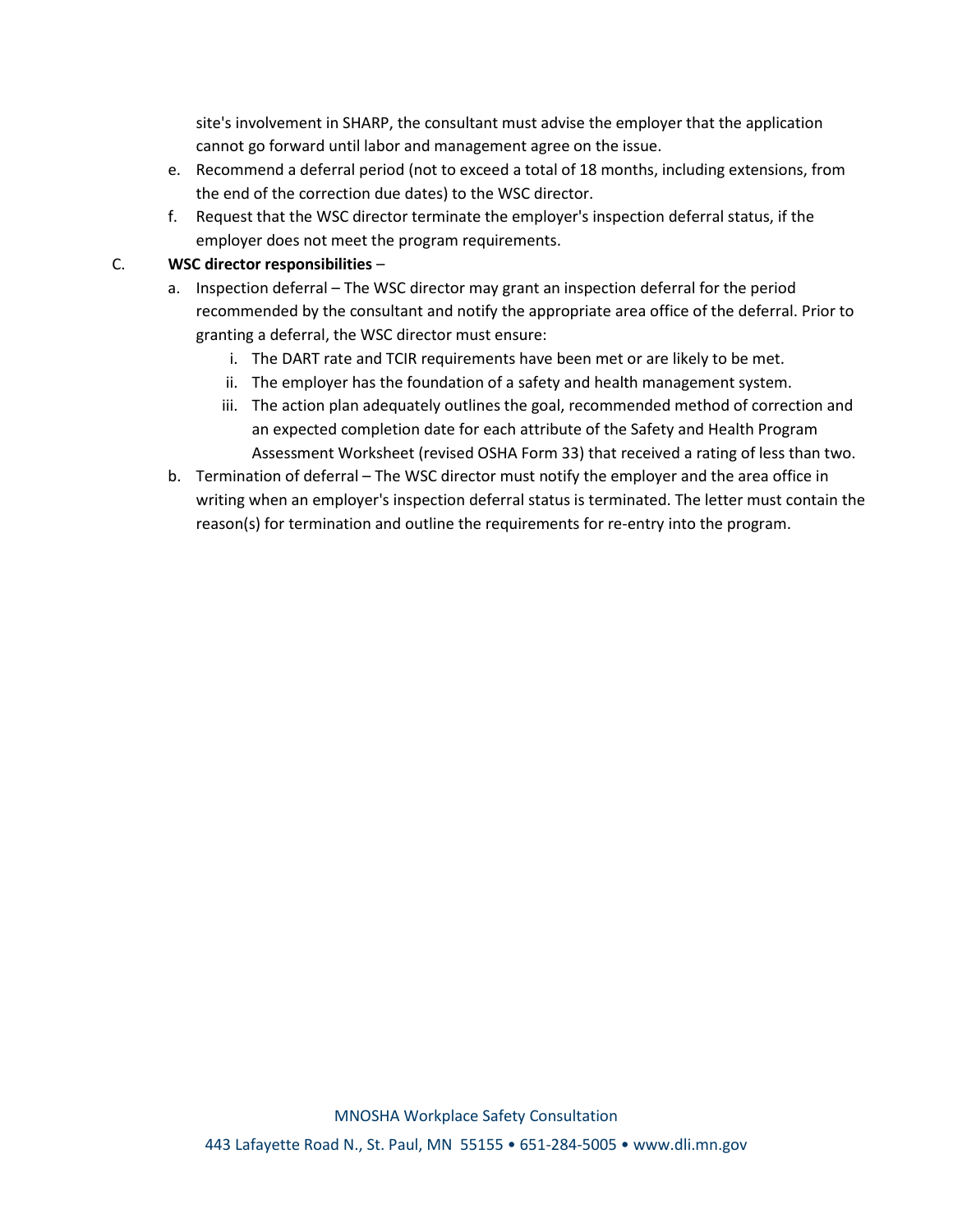site's involvement in SHARP, the consultant must advise the employer that the application cannot go forward until labor and management agree on the issue.

e. Recommend a deferral period (not to exceed a total of 18 months, including extensions, from the end of the correction due dates) to the WSC director.

f. Request that the WSC director terminate the employer's inspection deferral status, if the employer does not meet the program requirements.

C. **WSC director responsibilities** –

a. Inspection deferral – The WSC director may grant an inspection deferral for the period recommended by the consultant and notify the appropriate area office of the deferral. Prior to granting a deferral, the WSC director must ensure:

   i. The DART rate and TCIR requirements have been met or are likely to be met.

   ii. The employer has the foundation of a safety and health management system.

   iii. The action plan adequately outlines the goal, recommended method of correction and an expected completion date for each attribute of the Safety and Health Program Assessment Worksheet (revised OSHA Form 33) that received a rating of less than two.

b. Termination of deferral – The WSC director must notify the employer and the area office in writing when an employer's inspection deferral status is terminated. The letter must contain the reason(s) for termination and outline the requirements for re-entry into the program.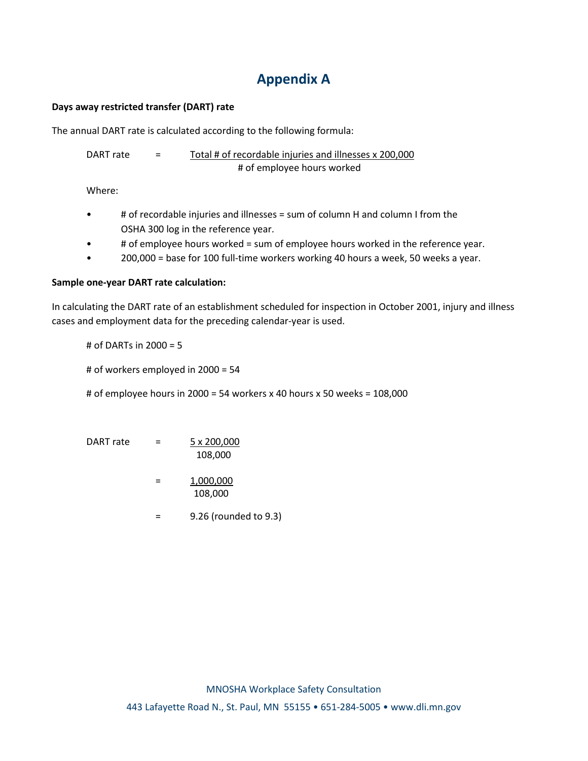# Appendix A

**Days away restricted transfer (DART) rate**

The annual DART rate is calculated according to the following formula:

$$\text{DART rate} = \frac{\text{Total \# of recordable injuries and illnesses} \times 200{,}000}{\text{\# of employee hours worked}}$$

Where:

- # of recordable injuries and illnesses = sum of column H and column I from the OSHA 300 log in the reference year.
- # of employee hours worked = sum of employee hours worked in the reference year.
- 200,000 = base for 100 full-time workers working 40 hours a week, 50 weeks a year.

**Sample one-year DART rate calculation:**

In calculating the DART rate of an establishment scheduled for inspection in October 2001, injury and illness cases and employment data for the preceding calendar-year is used.

# of DARTs in 2000 = 5

# of workers employed in 2000 = 54

# of employee hours in 2000 = 54 workers x 40 hours x 50 weeks = 108,000

$$\text{DART rate} = \frac{5 \times 200{,}000}{108{,}000}$$

$$= \frac{1{,}000{,}000}{108{,}000}$$

$$= 9.26 \text{ (rounded to 9.3)}$$

MNOSHA Workplace Safety Consultation

443 Lafayette Road N., St. Paul, MN 55155 • 651-284-5005 • www.dli.mn.gov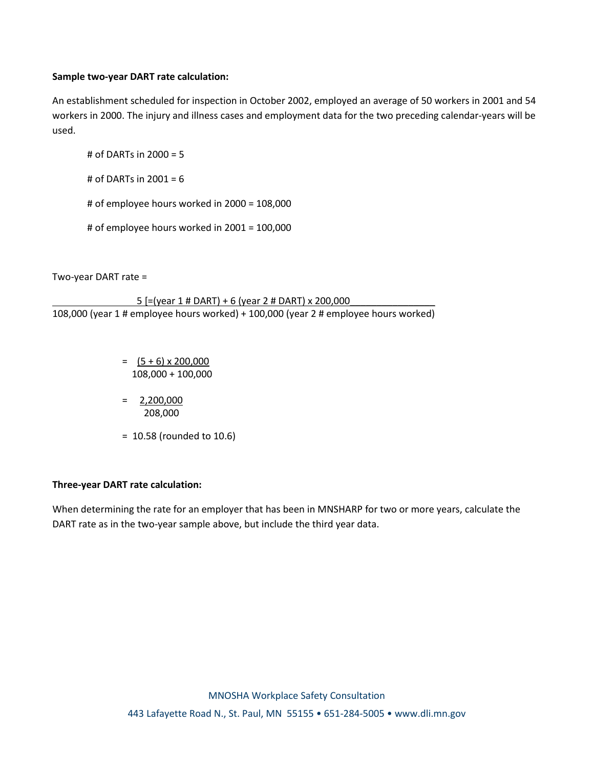**Sample two-year DART rate calculation:**

An establishment scheduled for inspection in October 2002, employed an average of 50 workers in 2001 and 54 workers in 2000. The injury and illness cases and employment data for the two preceding calendar-years will be used.

# of DARTs in 2000 = 5

# of DARTs in 2001 = 6

# of employee hours worked in 2000 = 108,000

# of employee hours worked in 2001 = 100,000

Two-year DART rate =

$$\frac{5\ [=(\text{year 1 \# DART}) + 6\ (\text{year 2 \# DART}) \times 200{,}000}{108{,}000\ (\text{year 1 \# employee hours worked}) + 100{,}000\ (\text{year 2 \# employee hours worked})}$$

$$= \frac{(5 + 6) \times 200{,}000}{108{,}000 + 100{,}000}$$

$$= \frac{2{,}200{,}000}{208{,}000}$$

$= 10.58$ (rounded to 10.6)

**Three-year DART rate calculation:**

When determining the rate for an employer that has been in MNSHARP for two or more years, calculate the DART rate as in the two-year sample above, but include the third year data.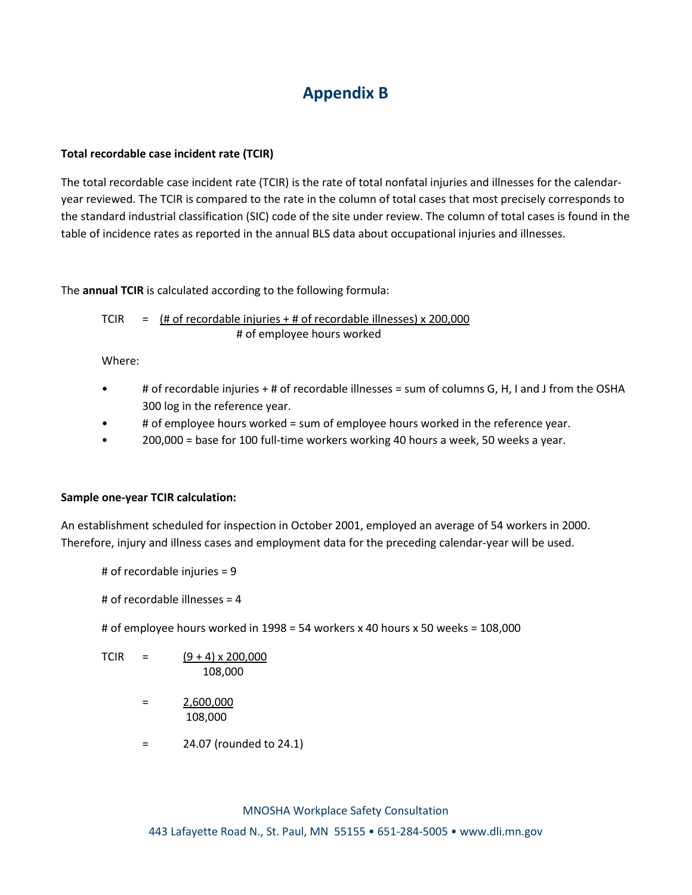# Appendix B

**Total recordable case incident rate (TCIR)**

The total recordable case incident rate (TCIR) is the rate of total nonfatal injuries and illnesses for the calendar-year reviewed. The TCIR is compared to the rate in the column of total cases that most precisely corresponds to the standard industrial classification (SIC) code of the site under review. The column of total cases is found in the table of incidence rates as reported in the annual BLS data about occupational injuries and illnesses.

The **annual TCIR** is calculated according to the following formula:

$$\text{TCIR} = \frac{(\text{\# of recordable injuries} + \text{\# of recordable illnesses}) \times 200{,}000}{\text{\# of employee hours worked}}$$

Where:

- \# of recordable injuries + # of recordable illnesses = sum of columns G, H, I and J from the OSHA 300 log in the reference year.
- \# of employee hours worked = sum of employee hours worked in the reference year.
- 200,000 = base for 100 full-time workers working 40 hours a week, 50 weeks a year.

**Sample one-year TCIR calculation:**

An establishment scheduled for inspection in October 2001, employed an average of 54 workers in 2000. Therefore, injury and illness cases and employment data for the preceding calendar-year will be used.

\# of recordable injuries = 9

\# of recordable illnesses = 4

\# of employee hours worked in 1998 = 54 workers x 40 hours x 50 weeks = 108,000

$$\text{TCIR} = \frac{(9 + 4) \times 200{,}000}{108{,}000}$$

$$= \frac{2{,}600{,}000}{108{,}000}$$

$$= 24.07 \text{ (rounded to 24.1)}$$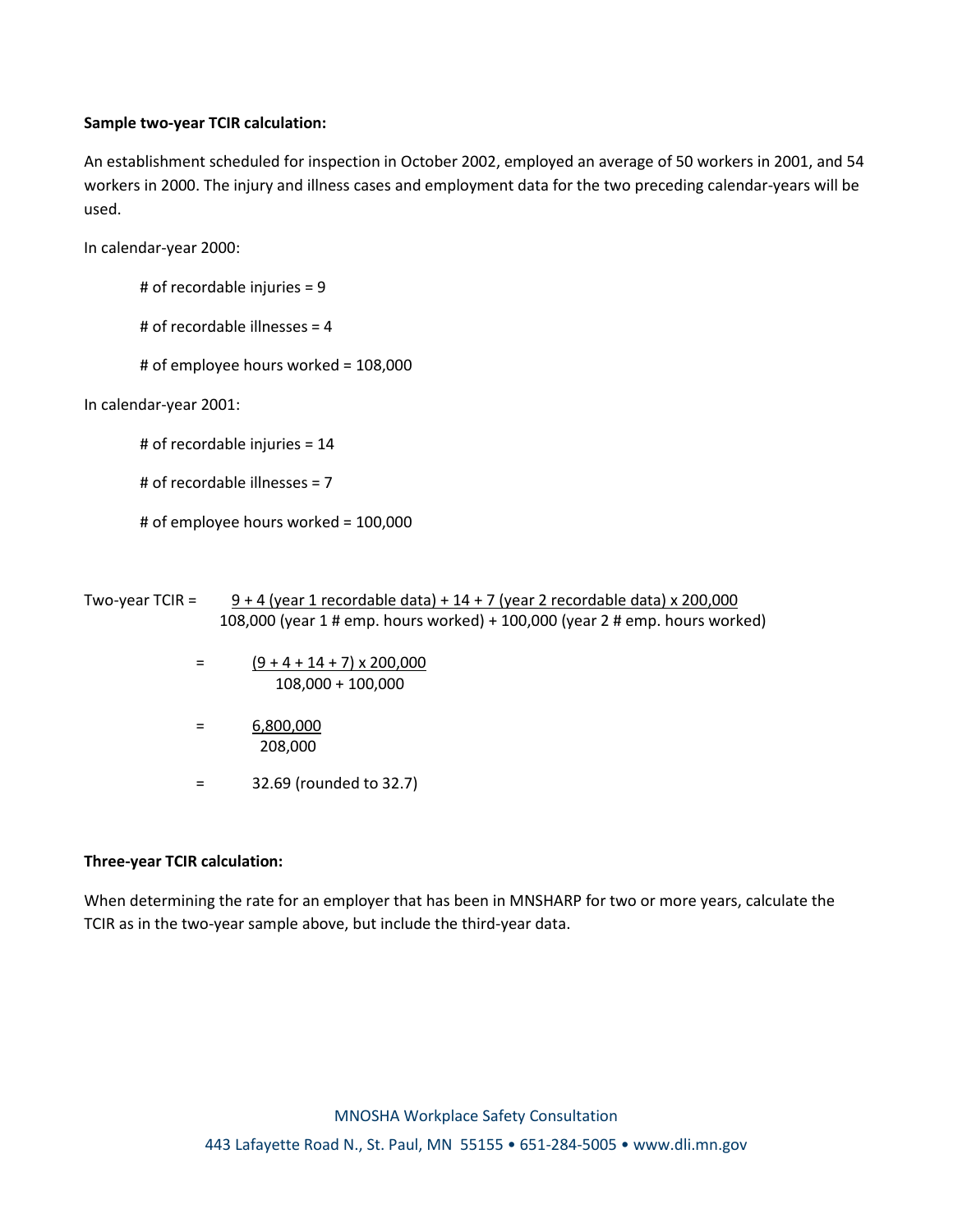**Sample two-year TCIR calculation:**

An establishment scheduled for inspection in October 2002, employed an average of 50 workers in 2001, and 54 workers in 2000. The injury and illness cases and employment data for the two preceding calendar-years will be used.

In calendar-year 2000:

- # of recordable injuries = 9
- # of recordable illnesses = 4
- # of employee hours worked = 108,000

In calendar-year 2001:

- # of recordable injuries = 14
- # of recordable illnesses = 7
- # of employee hours worked = 100,000

$$\text{Two-year TCIR} = \frac{9 + 4 \text{ (year 1 recordable data)} + 14 + 7 \text{ (year 2 recordable data)} \times 200{,}000}{108{,}000 \text{ (year 1 \# emp. hours worked)} + 100{,}000 \text{ (year 2 \# emp. hours worked)}}$$

$$= \frac{(9 + 4 + 14 + 7) \times 200{,}000}{108{,}000 + 100{,}000}$$

$$= \frac{6{,}800{,}000}{208{,}000}$$

$$= 32.69 \text{ (rounded to 32.7)}$$

**Three-year TCIR calculation:**

When determining the rate for an employer that has been in MNSHARP for two or more years, calculate the TCIR as in the two-year sample above, but include the third-year data.